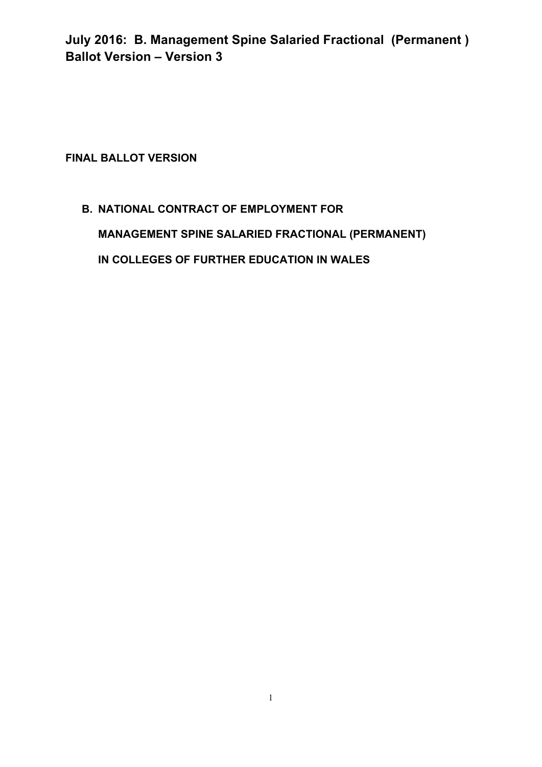# July 2016: B. Management Spine Salaried Fractional (Permanent ) Ballot Version – Version 3

**FINAL BALLOT VERSION**

## B. NATIONAL CONTRACT OF EMPLOYMENT FOR MANAGEMENT SPINE SALARIED FRACTIONAL (PERMANENT) IN COLLEGES OF FURTHER EDUCATION IN WALES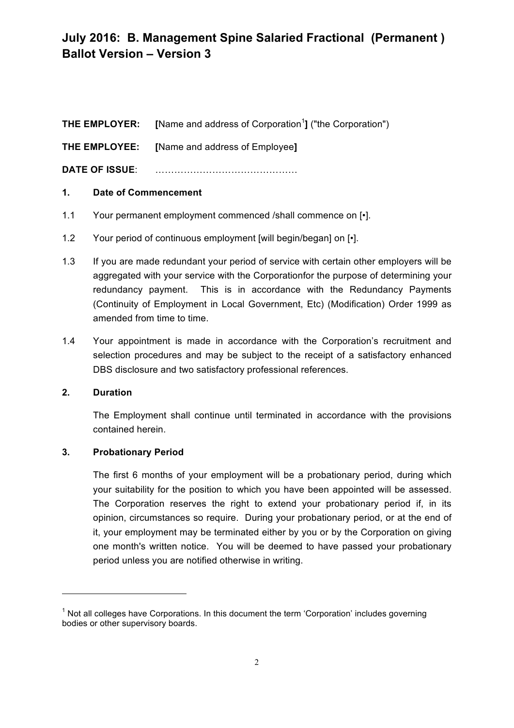# July 2016: B. Management Spine Salaried Fractional (Permanent ) Ballot Version – Version 3

**THE EMPLOYER:** **[**Name and address of Corporation[1]**]** ("the Corporation")

**THE EMPLOYEE:** **[**Name and address of Employee**]**

**DATE OF ISSUE**: ………………………………………

## 1. Date of Commencement

1.1 Your permanent employment commenced /shall commence on [•].

1.2 Your period of continuous employment [will begin/began] on [•].

1.3 If you are made redundant your period of service with certain other employers will be aggregated with your service with the Corporationfor the purpose of determining your redundancy payment. This is in accordance with the Redundancy Payments (Continuity of Employment in Local Government, Etc) (Modification) Order 1999 as amended from time to time.

1.4 Your appointment is made in accordance with the Corporation's recruitment and selection procedures and may be subject to the receipt of a satisfactory enhanced DBS disclosure and two satisfactory professional references.

## 2. Duration

The Employment shall continue until terminated in accordance with the provisions contained herein.

## 3. Probationary Period

The first 6 months of your employment will be a probationary period, during which your suitability for the position to which you have been appointed will be assessed. The Corporation reserves the right to extend your probationary period if, in its opinion, circumstances so require. During your probationary period, or at the end of it, your employment may be terminated either by you or by the Corporation on giving one month's written notice. You will be deemed to have passed your probationary period unless you are notified otherwise in writing.

---

[1] Not all colleges have Corporations. In this document the term 'Corporation' includes governing bodies or other supervisory boards.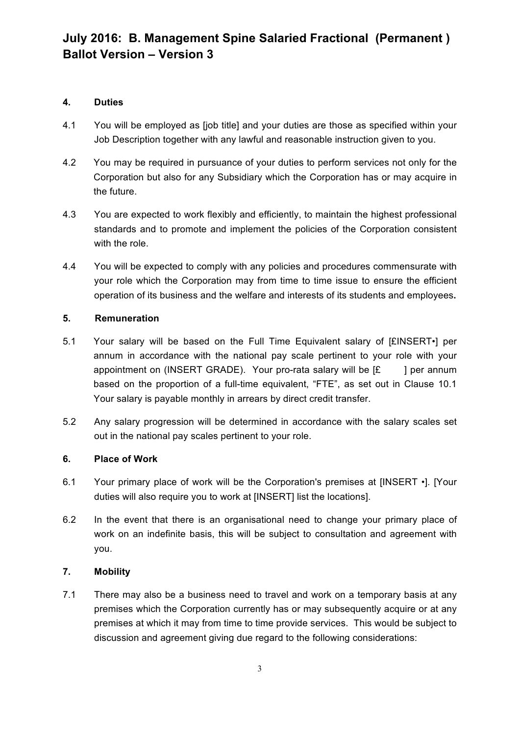# July 2016: B. Management Spine Salaried Fractional (Permanent ) Ballot Version – Version 3

## 4. Duties

4.1 You will be employed as [job title] and your duties are those as specified within your Job Description together with any lawful and reasonable instruction given to you.

4.2 You may be required in pursuance of your duties to perform services not only for the Corporation but also for any Subsidiary which the Corporation has or may acquire in the future.

4.3 You are expected to work flexibly and efficiently, to maintain the highest professional standards and to promote and implement the policies of the Corporation consistent with the role.

4.4 You will be expected to comply with any policies and procedures commensurate with your role which the Corporation may from time to time issue to ensure the efficient operation of its business and the welfare and interests of its students and employees**.**

## 5. Remuneration

5.1 Your salary will be based on the Full Time Equivalent salary of [£INSERT•] per annum in accordance with the national pay scale pertinent to your role with your appointment on (INSERT GRADE). Your pro-rata salary will be [£ ] per annum based on the proportion of a full-time equivalent, "FTE", as set out in Clause 10.1 Your salary is payable monthly in arrears by direct credit transfer.

5.2 Any salary progression will be determined in accordance with the salary scales set out in the national pay scales pertinent to your role.

## 6. Place of Work

6.1 Your primary place of work will be the Corporation's premises at [INSERT •]. [Your duties will also require you to work at [INSERT] list the locations].

6.2 In the event that there is an organisational need to change your primary place of work on an indefinite basis, this will be subject to consultation and agreement with you.

## 7. Mobility

7.1 There may also be a business need to travel and work on a temporary basis at any premises which the Corporation currently has or may subsequently acquire or at any premises at which it may from time to time provide services. This would be subject to discussion and agreement giving due regard to the following considerations: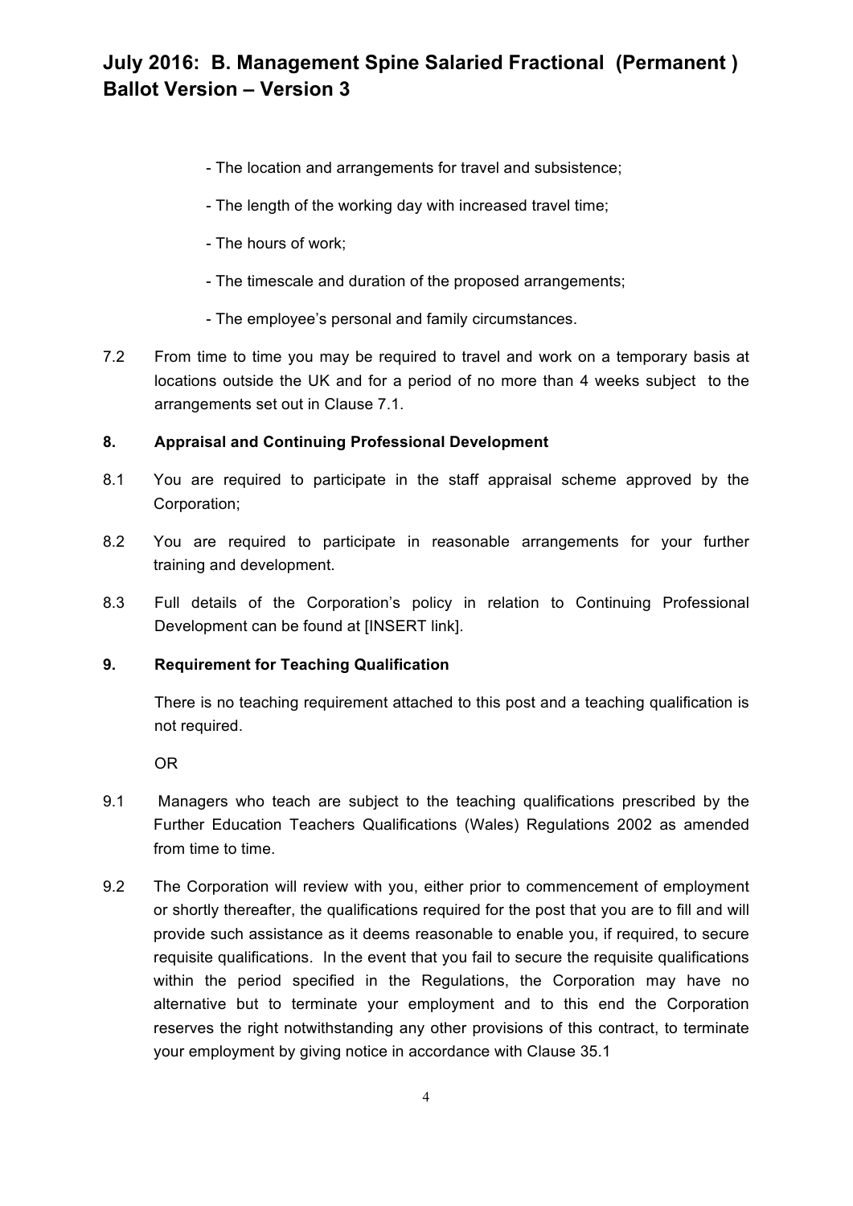- The location and arrangements for travel and subsistence;

- The length of the working day with increased travel time;

- The hours of work;

- The timescale and duration of the proposed arrangements;

- The employee's personal and family circumstances.

7.2 From time to time you may be required to travel and work on a temporary basis at locations outside the UK and for a period of no more than 4 weeks subject to the arrangements set out in Clause 7.1.

**8. Appraisal and Continuing Professional Development**

8.1 You are required to participate in the staff appraisal scheme approved by the Corporation;

8.2 You are required to participate in reasonable arrangements for your further training and development.

8.3 Full details of the Corporation's policy in relation to Continuing Professional Development can be found at [INSERT link].

**9. Requirement for Teaching Qualification**

There is no teaching requirement attached to this post and a teaching qualification is not required.

OR

9.1 Managers who teach are subject to the teaching qualifications prescribed by the Further Education Teachers Qualifications (Wales) Regulations 2002 as amended from time to time.

9.2 The Corporation will review with you, either prior to commencement of employment or shortly thereafter, the qualifications required for the post that you are to fill and will provide such assistance as it deems reasonable to enable you, if required, to secure requisite qualifications. In the event that you fail to secure the requisite qualifications within the period specified in the Regulations, the Corporation may have no alternative but to terminate your employment and to this end the Corporation reserves the right notwithstanding any other provisions of this contract, to terminate your employment by giving notice in accordance with Clause 35.1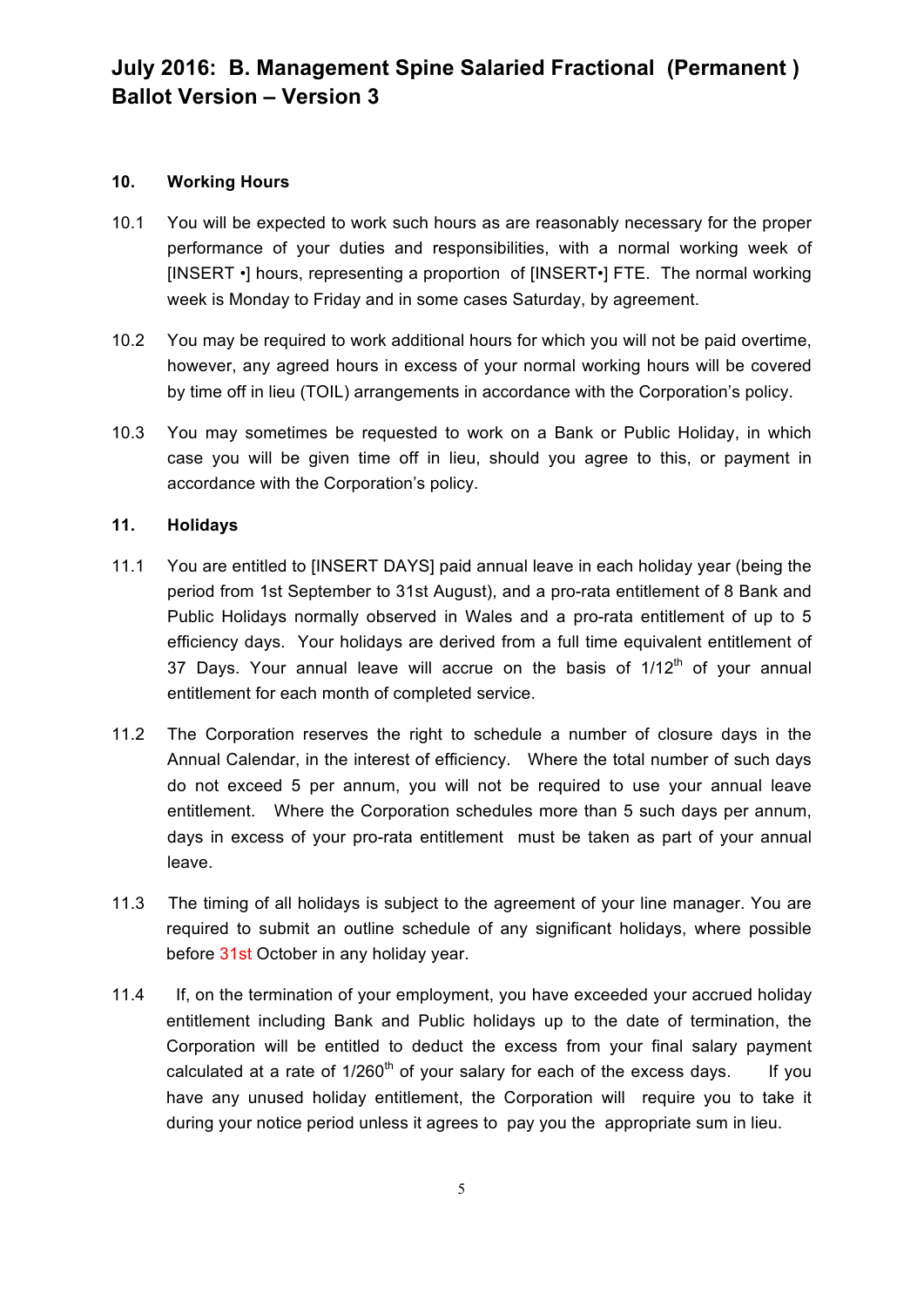### 10. Working Hours

10.1 You will be expected to work such hours as are reasonably necessary for the proper performance of your duties and responsibilities, with a normal working week of [INSERT •] hours, representing a proportion of [INSERT•] FTE. The normal working week is Monday to Friday and in some cases Saturday, by agreement.

10.2 You may be required to work additional hours for which you will not be paid overtime, however, any agreed hours in excess of your normal working hours will be covered by time off in lieu (TOIL) arrangements in accordance with the Corporation's policy.

10.3 You may sometimes be requested to work on a Bank or Public Holiday, in which case you will be given time off in lieu, should you agree to this, or payment in accordance with the Corporation's policy.

### 11. Holidays

11.1 You are entitled to [INSERT DAYS] paid annual leave in each holiday year (being the period from 1st September to 31st August), and a pro-rata entitlement of 8 Bank and Public Holidays normally observed in Wales and a pro-rata entitlement of up to 5 efficiency days. Your holidays are derived from a full time equivalent entitlement of 37 Days. Your annual leave will accrue on the basis of 1/12th of your annual entitlement for each month of completed service.

11.2 The Corporation reserves the right to schedule a number of closure days in the Annual Calendar, in the interest of efficiency. Where the total number of such days do not exceed 5 per annum, you will not be required to use your annual leave entitlement. Where the Corporation schedules more than 5 such days per annum, days in excess of your pro-rata entitlement must be taken as part of your annual leave.

11.3 The timing of all holidays is subject to the agreement of your line manager. You are required to submit an outline schedule of any significant holidays, where possible before 31st October in any holiday year.

11.4 If, on the termination of your employment, you have exceeded your accrued holiday entitlement including Bank and Public holidays up to the date of termination, the Corporation will be entitled to deduct the excess from your final salary payment calculated at a rate of 1/260th of your salary for each of the excess days. If you have any unused holiday entitlement, the Corporation will require you to take it during your notice period unless it agrees to pay you the appropriate sum in lieu.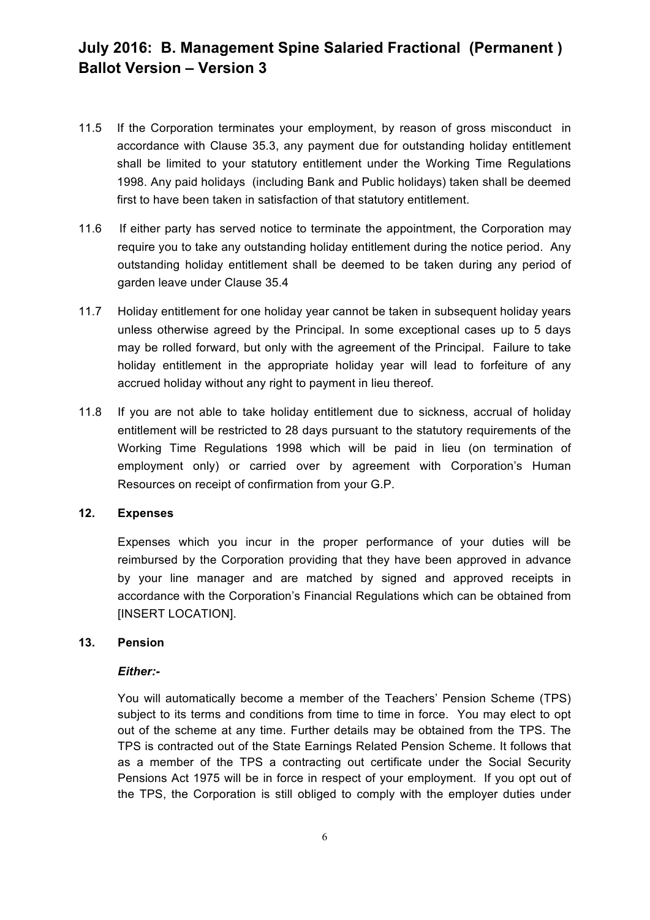11.5 If the Corporation terminates your employment, by reason of gross misconduct in accordance with Clause 35.3, any payment due for outstanding holiday entitlement shall be limited to your statutory entitlement under the Working Time Regulations 1998. Any paid holidays (including Bank and Public holidays) taken shall be deemed first to have been taken in satisfaction of that statutory entitlement.

11.6 If either party has served notice to terminate the appointment, the Corporation may require you to take any outstanding holiday entitlement during the notice period. Any outstanding holiday entitlement shall be deemed to be taken during any period of garden leave under Clause 35.4

11.7 Holiday entitlement for one holiday year cannot be taken in subsequent holiday years unless otherwise agreed by the Principal. In some exceptional cases up to 5 days may be rolled forward, but only with the agreement of the Principal. Failure to take holiday entitlement in the appropriate holiday year will lead to forfeiture of any accrued holiday without any right to payment in lieu thereof.

11.8 If you are not able to take holiday entitlement due to sickness, accrual of holiday entitlement will be restricted to 28 days pursuant to the statutory requirements of the Working Time Regulations 1998 which will be paid in lieu (on termination of employment only) or carried over by agreement with Corporation's Human Resources on receipt of confirmation from your G.P.

## 12. Expenses

Expenses which you incur in the proper performance of your duties will be reimbursed by the Corporation providing that they have been approved in advance by your line manager and are matched by signed and approved receipts in accordance with the Corporation's Financial Regulations which can be obtained from [INSERT LOCATION].

## 13. Pension

***Either:-***

You will automatically become a member of the Teachers' Pension Scheme (TPS) subject to its terms and conditions from time to time in force. You may elect to opt out of the scheme at any time. Further details may be obtained from the TPS. The TPS is contracted out of the State Earnings Related Pension Scheme. It follows that as a member of the TPS a contracting out certificate under the Social Security Pensions Act 1975 will be in force in respect of your employment. If you opt out of the TPS, the Corporation is still obliged to comply with the employer duties under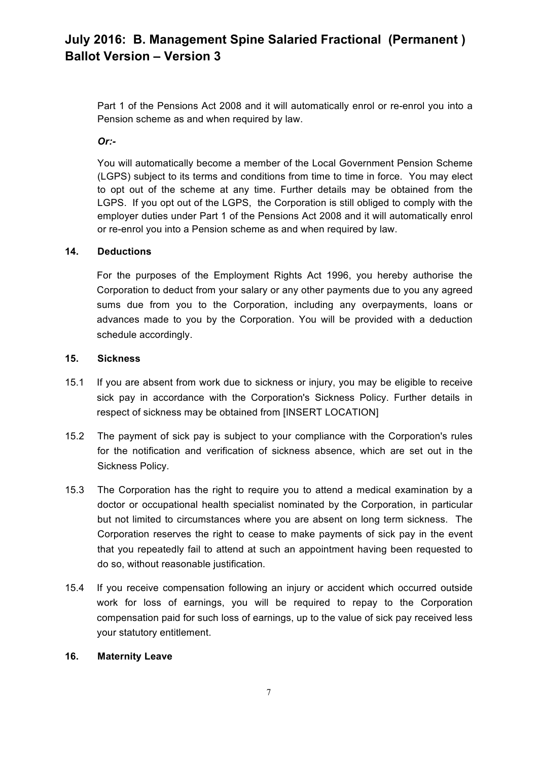Part 1 of the Pensions Act 2008 and it will automatically enrol or re-enrol you into a Pension scheme as and when required by law.

***Or:-***

You will automatically become a member of the Local Government Pension Scheme (LGPS) subject to its terms and conditions from time to time in force. You may elect to opt out of the scheme at any time. Further details may be obtained from the LGPS. If you opt out of the LGPS, the Corporation is still obliged to comply with the employer duties under Part 1 of the Pensions Act 2008 and it will automatically enrol or re-enrol you into a Pension scheme as and when required by law.

**14. Deductions**

For the purposes of the Employment Rights Act 1996, you hereby authorise the Corporation to deduct from your salary or any other payments due to you any agreed sums due from you to the Corporation, including any overpayments, loans or advances made to you by the Corporation. You will be provided with a deduction schedule accordingly.

**15. Sickness**

15.1 If you are absent from work due to sickness or injury, you may be eligible to receive sick pay in accordance with the Corporation's Sickness Policy. Further details in respect of sickness may be obtained from [INSERT LOCATION]

15.2 The payment of sick pay is subject to your compliance with the Corporation's rules for the notification and verification of sickness absence, which are set out in the Sickness Policy.

15.3 The Corporation has the right to require you to attend a medical examination by a doctor or occupational health specialist nominated by the Corporation, in particular but not limited to circumstances where you are absent on long term sickness. The Corporation reserves the right to cease to make payments of sick pay in the event that you repeatedly fail to attend at such an appointment having been requested to do so, without reasonable justification.

15.4 If you receive compensation following an injury or accident which occurred outside work for loss of earnings, you will be required to repay to the Corporation compensation paid for such loss of earnings, up to the value of sick pay received less your statutory entitlement.

**16. Maternity Leave**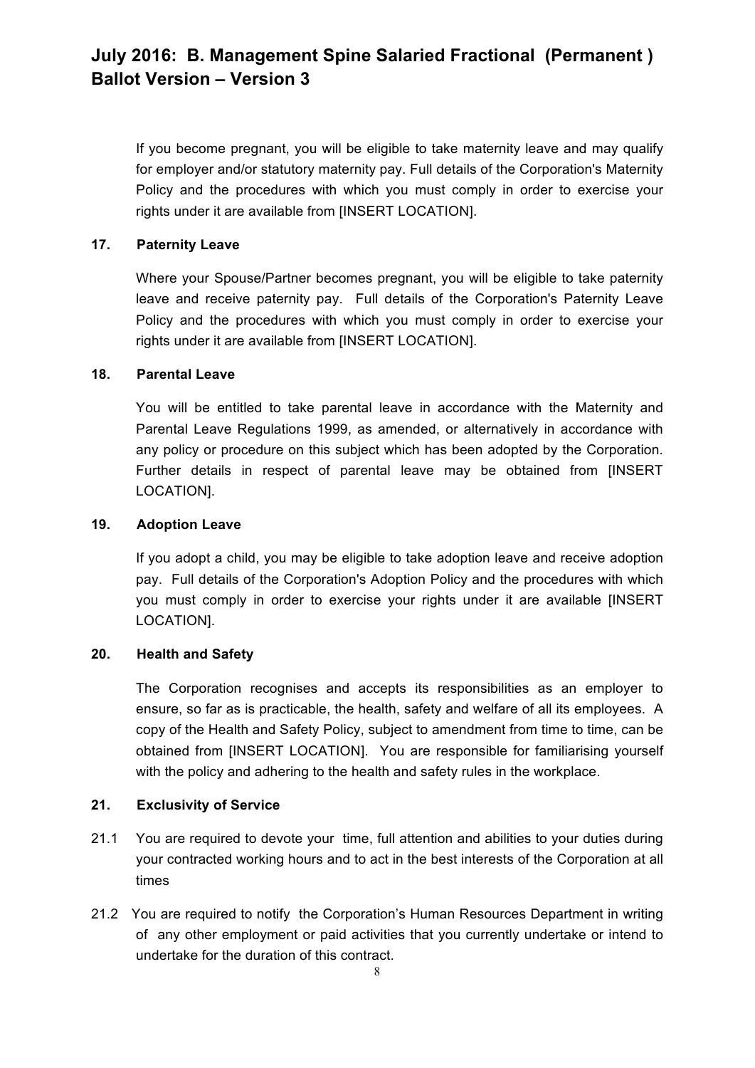If you become pregnant, you will be eligible to take maternity leave and may qualify for employer and/or statutory maternity pay. Full details of the Corporation's Maternity Policy and the procedures with which you must comply in order to exercise your rights under it are available from [INSERT LOCATION].

**17. Paternity Leave**

Where your Spouse/Partner becomes pregnant, you will be eligible to take paternity leave and receive paternity pay. Full details of the Corporation's Paternity Leave Policy and the procedures with which you must comply in order to exercise your rights under it are available from [INSERT LOCATION].

**18. Parental Leave**

You will be entitled to take parental leave in accordance with the Maternity and Parental Leave Regulations 1999, as amended, or alternatively in accordance with any policy or procedure on this subject which has been adopted by the Corporation. Further details in respect of parental leave may be obtained from [INSERT LOCATION].

**19. Adoption Leave**

If you adopt a child, you may be eligible to take adoption leave and receive adoption pay. Full details of the Corporation's Adoption Policy and the procedures with which you must comply in order to exercise your rights under it are available [INSERT LOCATION].

**20. Health and Safety**

The Corporation recognises and accepts its responsibilities as an employer to ensure, so far as is practicable, the health, safety and welfare of all its employees. A copy of the Health and Safety Policy, subject to amendment from time to time, can be obtained from [INSERT LOCATION]. You are responsible for familiarising yourself with the policy and adhering to the health and safety rules in the workplace.

**21. Exclusivity of Service**

21.1 You are required to devote your time, full attention and abilities to your duties during your contracted working hours and to act in the best interests of the Corporation at all times

21.2 You are required to notify the Corporation's Human Resources Department in writing of any other employment or paid activities that you currently undertake or intend to undertake for the duration of this contract.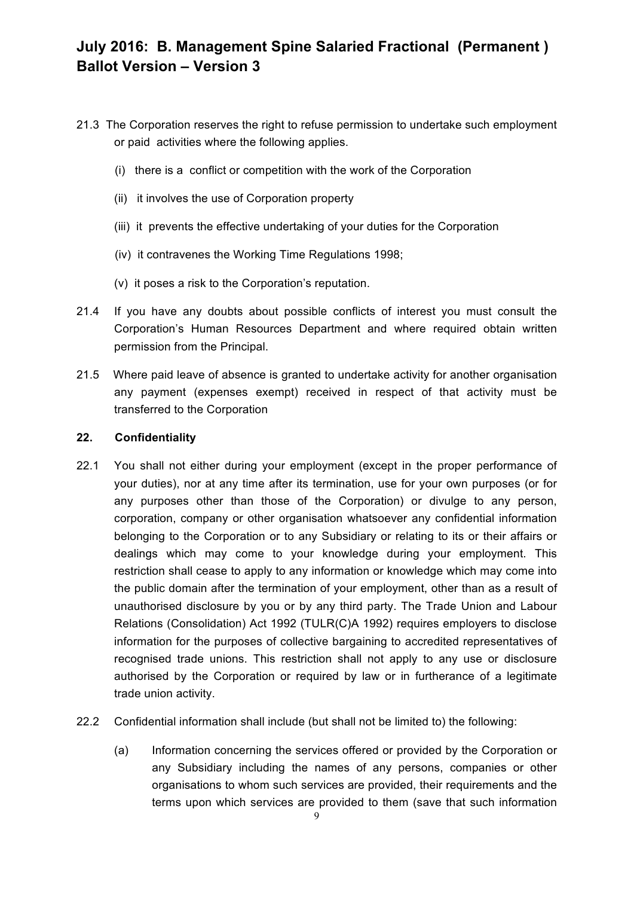21.3 The Corporation reserves the right to refuse permission to undertake such employment or paid activities where the following applies.

(i) there is a conflict or competition with the work of the Corporation

(ii) it involves the use of Corporation property

(iii) it prevents the effective undertaking of your duties for the Corporation

(iv) it contravenes the Working Time Regulations 1998;

(v) it poses a risk to the Corporation's reputation.

21.4 If you have any doubts about possible conflicts of interest you must consult the Corporation's Human Resources Department and where required obtain written permission from the Principal.

21.5 Where paid leave of absence is granted to undertake activity for another organisation any payment (expenses exempt) received in respect of that activity must be transferred to the Corporation

## 22. Confidentiality

22.1 You shall not either during your employment (except in the proper performance of your duties), nor at any time after its termination, use for your own purposes (or for any purposes other than those of the Corporation) or divulge to any person, corporation, company or other organisation whatsoever any confidential information belonging to the Corporation or to any Subsidiary or relating to its or their affairs or dealings which may come to your knowledge during your employment. This restriction shall cease to apply to any information or knowledge which may come into the public domain after the termination of your employment, other than as a result of unauthorised disclosure by you or by any third party. The Trade Union and Labour Relations (Consolidation) Act 1992 (TULR(C)A 1992) requires employers to disclose information for the purposes of collective bargaining to accredited representatives of recognised trade unions. This restriction shall not apply to any use or disclosure authorised by the Corporation or required by law or in furtherance of a legitimate trade union activity.

22.2 Confidential information shall include (but shall not be limited to) the following:

(a) Information concerning the services offered or provided by the Corporation or any Subsidiary including the names of any persons, companies or other organisations to whom such services are provided, their requirements and the terms upon which services are provided to them (save that such information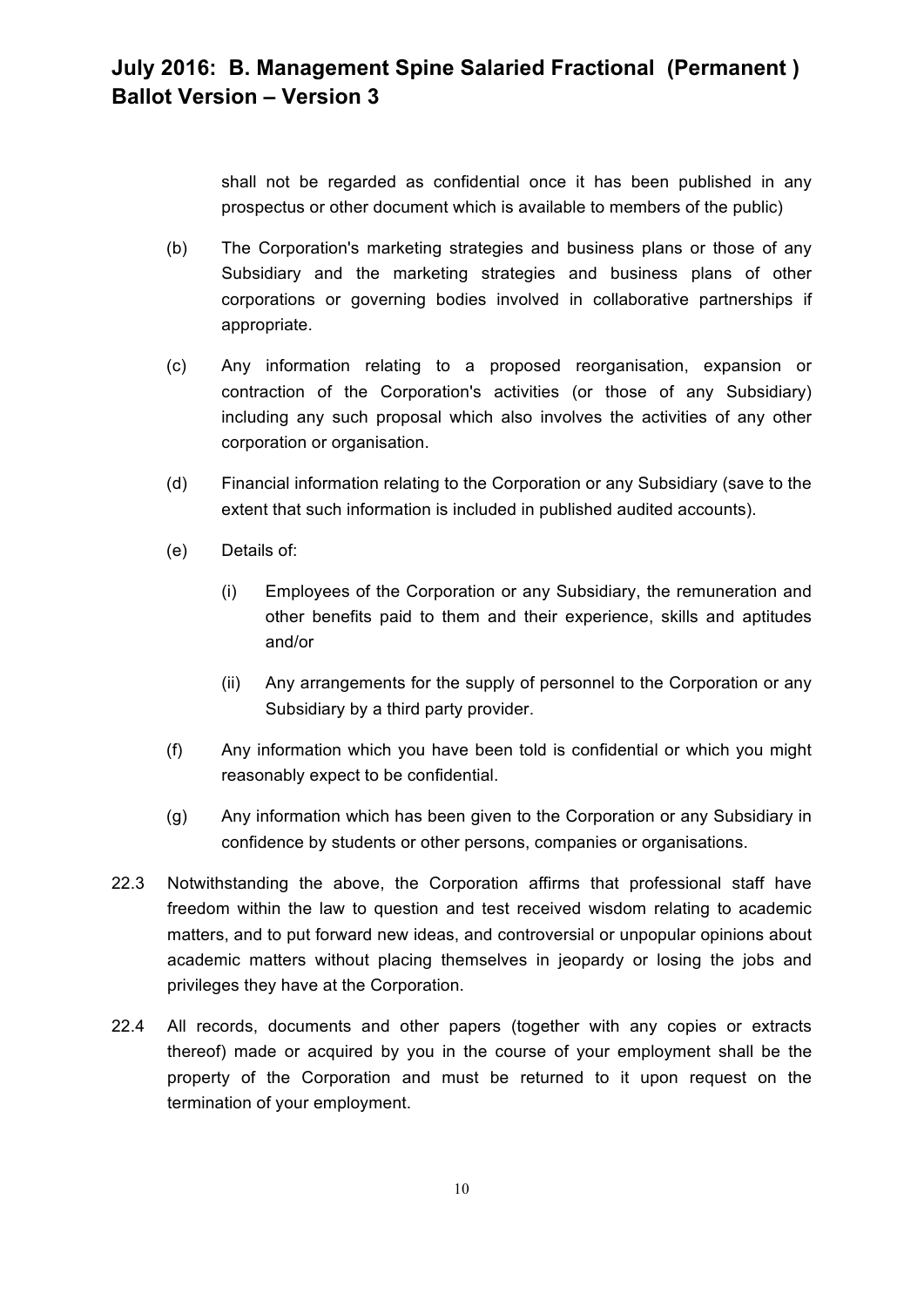shall not be regarded as confidential once it has been published in any prospectus or other document which is available to members of the public)

(b) The Corporation's marketing strategies and business plans or those of any Subsidiary and the marketing strategies and business plans of other corporations or governing bodies involved in collaborative partnerships if appropriate.

(c) Any information relating to a proposed reorganisation, expansion or contraction of the Corporation's activities (or those of any Subsidiary) including any such proposal which also involves the activities of any other corporation or organisation.

(d) Financial information relating to the Corporation or any Subsidiary (save to the extent that such information is included in published audited accounts).

(e) Details of:

   (i) Employees of the Corporation or any Subsidiary, the remuneration and other benefits paid to them and their experience, skills and aptitudes and/or

   (ii) Any arrangements for the supply of personnel to the Corporation or any Subsidiary by a third party provider.

(f) Any information which you have been told is confidential or which you might reasonably expect to be confidential.

(g) Any information which has been given to the Corporation or any Subsidiary in confidence by students or other persons, companies or organisations.

22.3 Notwithstanding the above, the Corporation affirms that professional staff have freedom within the law to question and test received wisdom relating to academic matters, and to put forward new ideas, and controversial or unpopular opinions about academic matters without placing themselves in jeopardy or losing the jobs and privileges they have at the Corporation.

22.4 All records, documents and other papers (together with any copies or extracts thereof) made or acquired by you in the course of your employment shall be the property of the Corporation and must be returned to it upon request on the termination of your employment.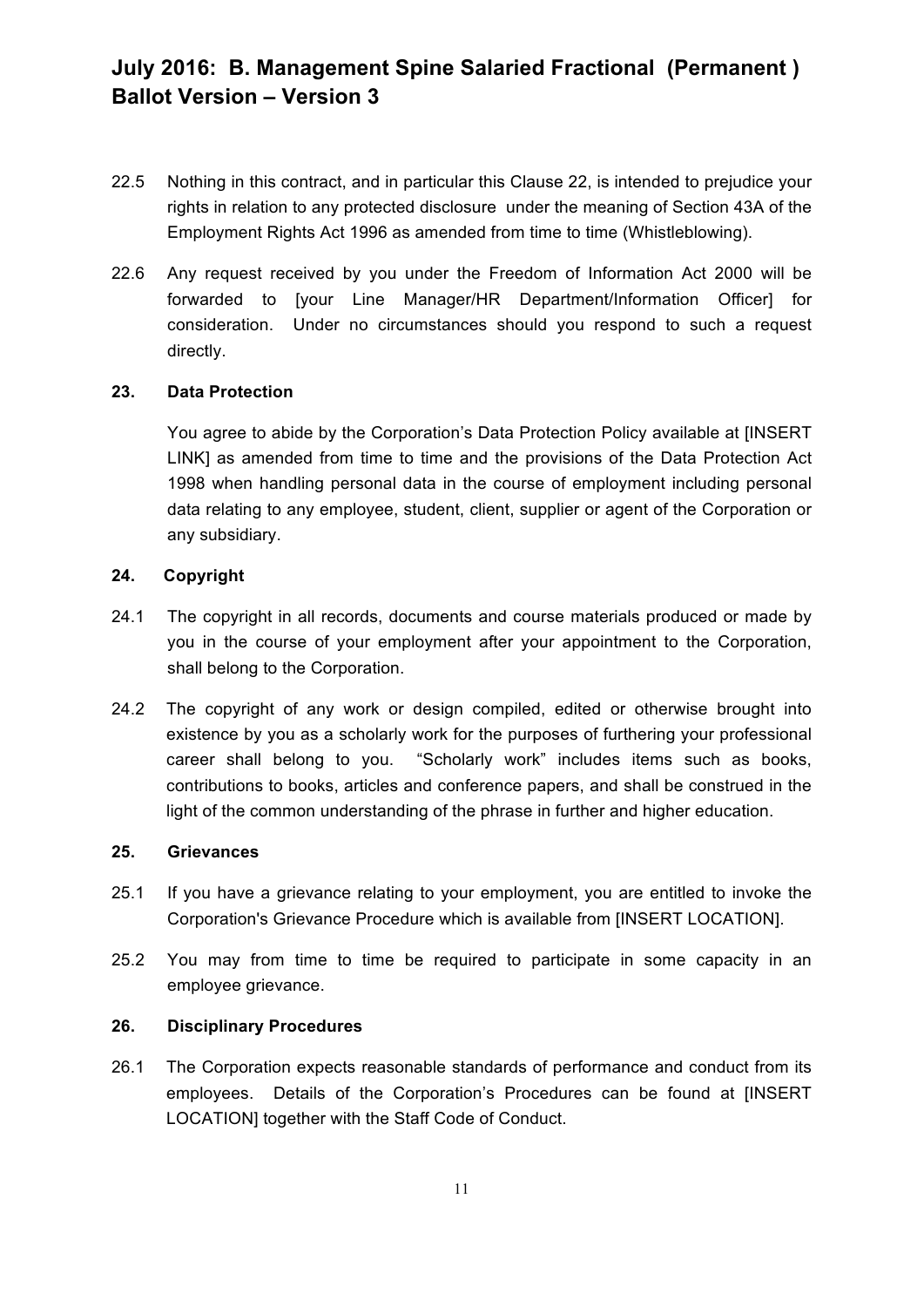22.5 Nothing in this contract, and in particular this Clause 22, is intended to prejudice your rights in relation to any protected disclosure under the meaning of Section 43A of the Employment Rights Act 1996 as amended from time to time (Whistleblowing).

22.6 Any request received by you under the Freedom of Information Act 2000 will be forwarded to [your Line Manager/HR Department/Information Officer] for consideration. Under no circumstances should you respond to such a request directly.

**23. Data Protection**

You agree to abide by the Corporation's Data Protection Policy available at [INSERT LINK] as amended from time to time and the provisions of the Data Protection Act 1998 when handling personal data in the course of employment including personal data relating to any employee, student, client, supplier or agent of the Corporation or any subsidiary.

**24. Copyright**

24.1 The copyright in all records, documents and course materials produced or made by you in the course of your employment after your appointment to the Corporation, shall belong to the Corporation.

24.2 The copyright of any work or design compiled, edited or otherwise brought into existence by you as a scholarly work for the purposes of furthering your professional career shall belong to you. "Scholarly work" includes items such as books, contributions to books, articles and conference papers, and shall be construed in the light of the common understanding of the phrase in further and higher education.

**25. Grievances**

25.1 If you have a grievance relating to your employment, you are entitled to invoke the Corporation's Grievance Procedure which is available from [INSERT LOCATION].

25.2 You may from time to time be required to participate in some capacity in an employee grievance.

**26. Disciplinary Procedures**

26.1 The Corporation expects reasonable standards of performance and conduct from its employees. Details of the Corporation's Procedures can be found at [INSERT LOCATION] together with the Staff Code of Conduct.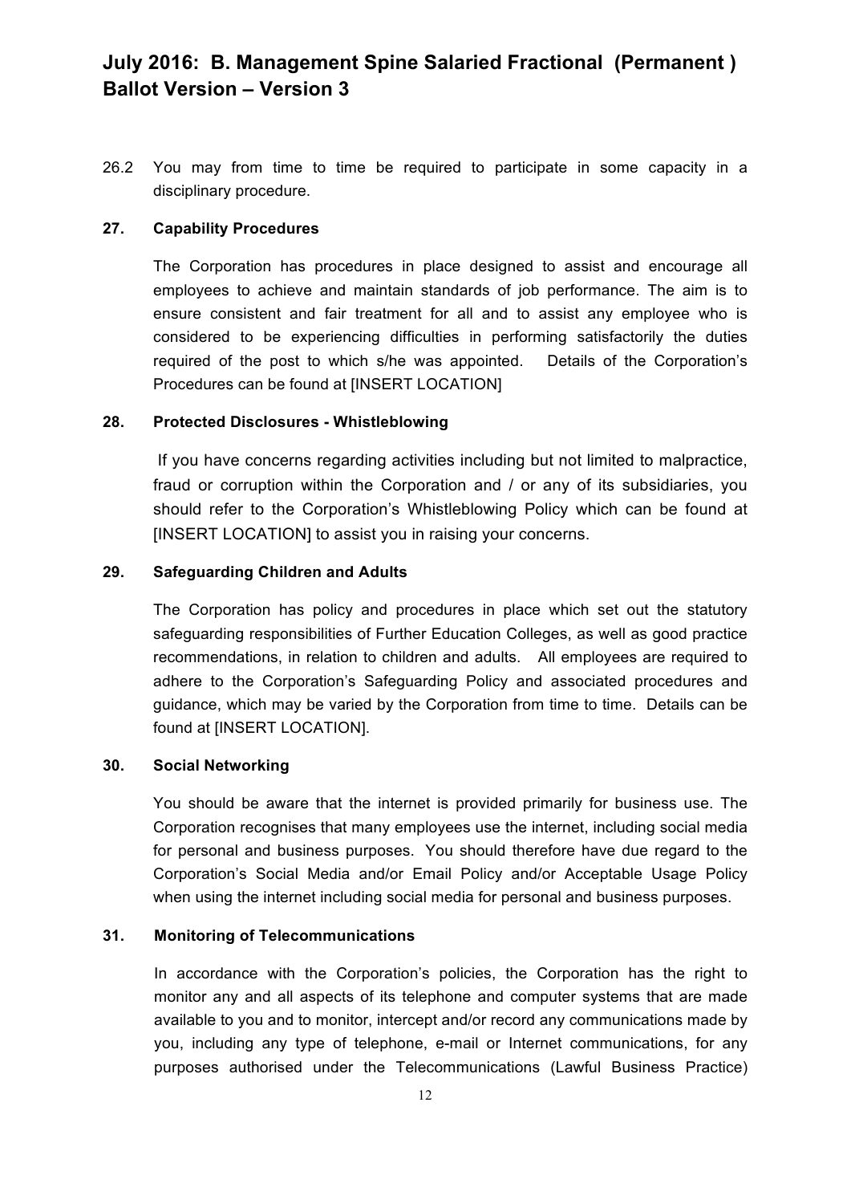26.2 You may from time to time be required to participate in some capacity in a disciplinary procedure.

**27. Capability Procedures**

The Corporation has procedures in place designed to assist and encourage all employees to achieve and maintain standards of job performance. The aim is to ensure consistent and fair treatment for all and to assist any employee who is considered to be experiencing difficulties in performing satisfactorily the duties required of the post to which s/he was appointed. Details of the Corporation's Procedures can be found at [INSERT LOCATION]

**28. Protected Disclosures - Whistleblowing**

If you have concerns regarding activities including but not limited to malpractice, fraud or corruption within the Corporation and / or any of its subsidiaries, you should refer to the Corporation's Whistleblowing Policy which can be found at [INSERT LOCATION] to assist you in raising your concerns.

**29. Safeguarding Children and Adults**

The Corporation has policy and procedures in place which set out the statutory safeguarding responsibilities of Further Education Colleges, as well as good practice recommendations, in relation to children and adults. All employees are required to adhere to the Corporation's Safeguarding Policy and associated procedures and guidance, which may be varied by the Corporation from time to time. Details can be found at [INSERT LOCATION].

**30. Social Networking**

You should be aware that the internet is provided primarily for business use. The Corporation recognises that many employees use the internet, including social media for personal and business purposes. You should therefore have due regard to the Corporation's Social Media and/or Email Policy and/or Acceptable Usage Policy when using the internet including social media for personal and business purposes.

**31. Monitoring of Telecommunications**

In accordance with the Corporation's policies, the Corporation has the right to monitor any and all aspects of its telephone and computer systems that are made available to you and to monitor, intercept and/or record any communications made by you, including any type of telephone, e-mail or Internet communications, for any purposes authorised under the Telecommunications (Lawful Business Practice)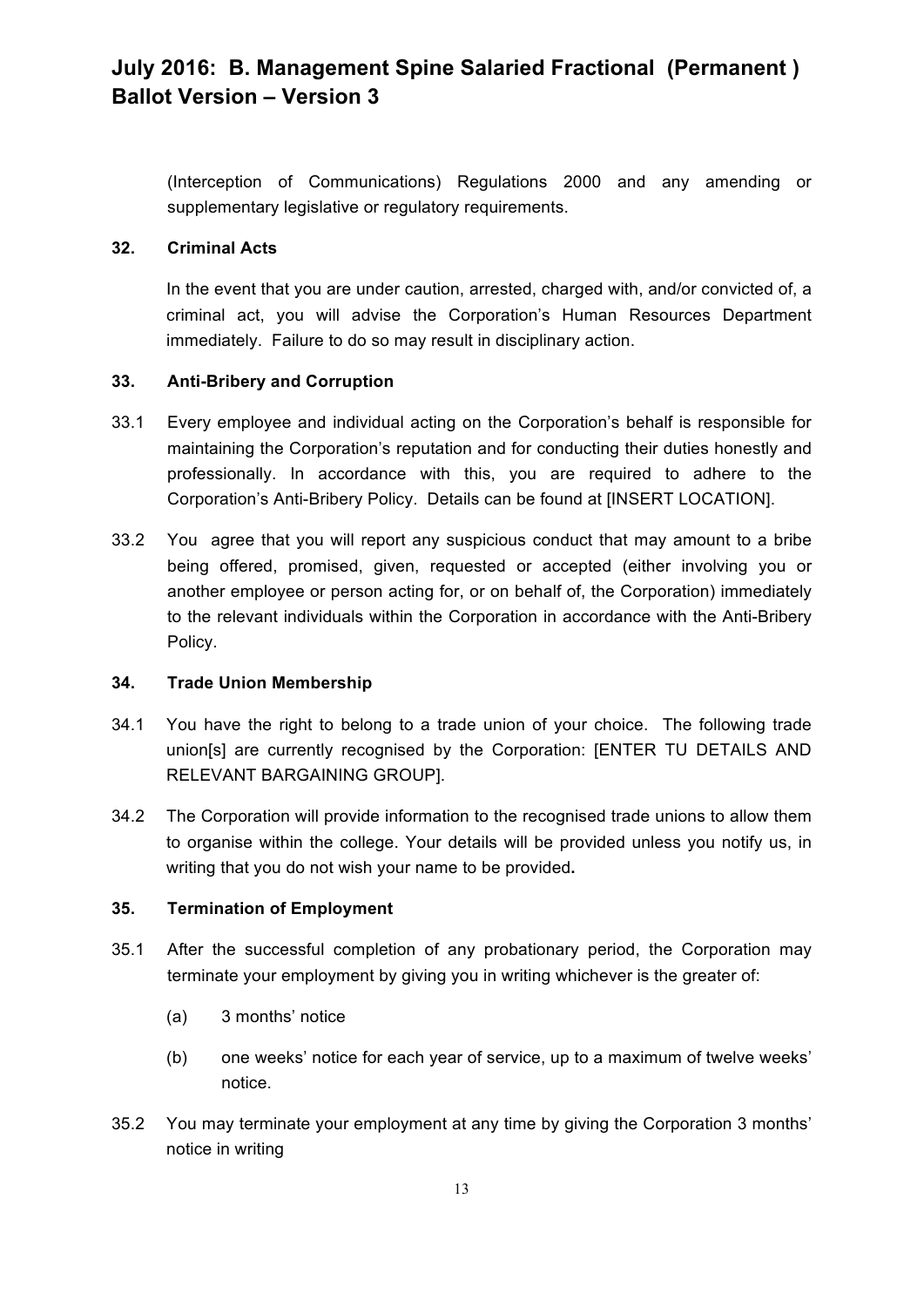(Interception of Communications) Regulations 2000 and any amending or supplementary legislative or regulatory requirements.

### 32. Criminal Acts

In the event that you are under caution, arrested, charged with, and/or convicted of, a criminal act, you will advise the Corporation's Human Resources Department immediately. Failure to do so may result in disciplinary action.

### 33. Anti-Bribery and Corruption

33.1 Every employee and individual acting on the Corporation's behalf is responsible for maintaining the Corporation's reputation and for conducting their duties honestly and professionally. In accordance with this, you are required to adhere to the Corporation's Anti-Bribery Policy. Details can be found at [INSERT LOCATION].

33.2 You agree that you will report any suspicious conduct that may amount to a bribe being offered, promised, given, requested or accepted (either involving you or another employee or person acting for, or on behalf of, the Corporation) immediately to the relevant individuals within the Corporation in accordance with the Anti-Bribery Policy.

### 34. Trade Union Membership

34.1 You have the right to belong to a trade union of your choice. The following trade union[s] are currently recognised by the Corporation: [ENTER TU DETAILS AND RELEVANT BARGAINING GROUP].

34.2 The Corporation will provide information to the recognised trade unions to allow them to organise within the college. Your details will be provided unless you notify us, in writing that you do not wish your name to be provided**.**

### 35. Termination of Employment

35.1 After the successful completion of any probationary period, the Corporation may terminate your employment by giving you in writing whichever is the greater of:

(a) 3 months' notice

(b) one weeks' notice for each year of service, up to a maximum of twelve weeks' notice.

35.2 You may terminate your employment at any time by giving the Corporation 3 months' notice in writing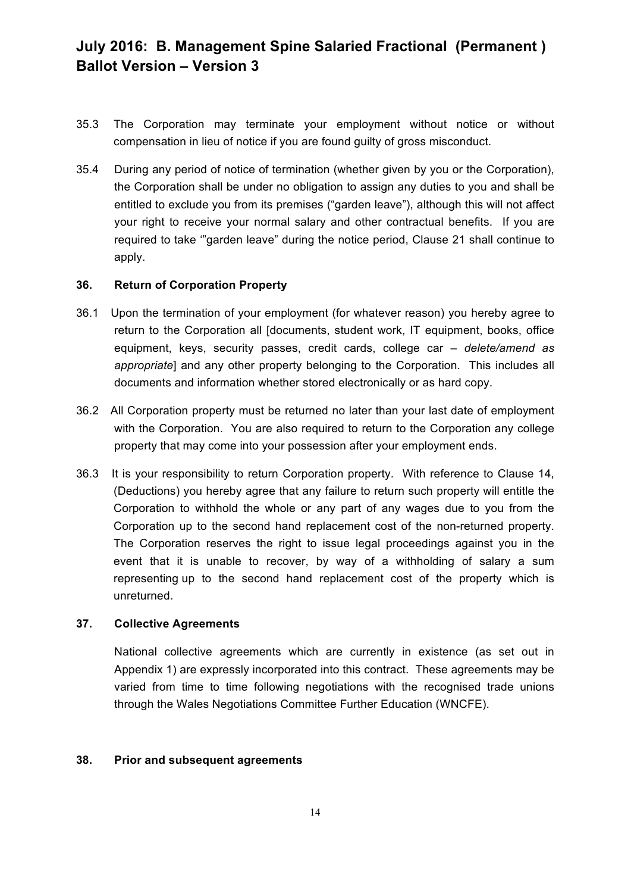35.3 The Corporation may terminate your employment without notice or without compensation in lieu of notice if you are found guilty of gross misconduct.

35.4 During any period of notice of termination (whether given by you or the Corporation), the Corporation shall be under no obligation to assign any duties to you and shall be entitled to exclude you from its premises ("garden leave"), although this will not affect your right to receive your normal salary and other contractual benefits. If you are required to take '"garden leave" during the notice period, Clause 21 shall continue to apply.

**36. Return of Corporation Property**

36.1 Upon the termination of your employment (for whatever reason) you hereby agree to return to the Corporation all [documents, student work, IT equipment, books, office equipment, keys, security passes, credit cards, college car – *delete/amend as appropriate*] and any other property belonging to the Corporation. This includes all documents and information whether stored electronically or as hard copy.

36.2 All Corporation property must be returned no later than your last date of employment with the Corporation. You are also required to return to the Corporation any college property that may come into your possession after your employment ends.

36.3 It is your responsibility to return Corporation property. With reference to Clause 14, (Deductions) you hereby agree that any failure to return such property will entitle the Corporation to withhold the whole or any part of any wages due to you from the Corporation up to the second hand replacement cost of the non-returned property. The Corporation reserves the right to issue legal proceedings against you in the event that it is unable to recover, by way of a withholding of salary a sum representing up to the second hand replacement cost of the property which is unreturned.

**37. Collective Agreements**

National collective agreements which are currently in existence (as set out in Appendix 1) are expressly incorporated into this contract. These agreements may be varied from time to time following negotiations with the recognised trade unions through the Wales Negotiations Committee Further Education (WNCFE).

**38. Prior and subsequent agreements**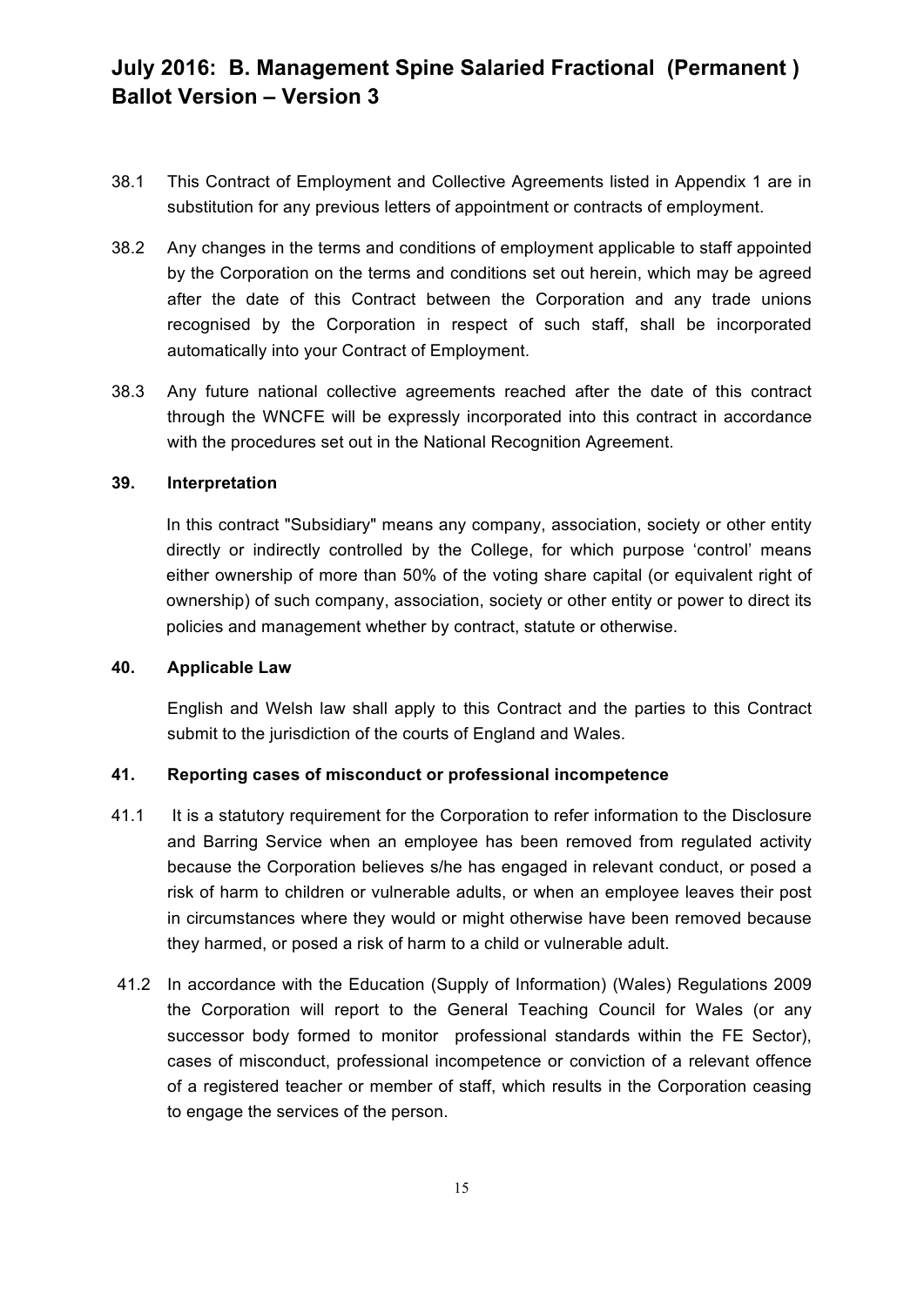38.1 This Contract of Employment and Collective Agreements listed in Appendix 1 are in substitution for any previous letters of appointment or contracts of employment.

38.2 Any changes in the terms and conditions of employment applicable to staff appointed by the Corporation on the terms and conditions set out herein, which may be agreed after the date of this Contract between the Corporation and any trade unions recognised by the Corporation in respect of such staff, shall be incorporated automatically into your Contract of Employment.

38.3 Any future national collective agreements reached after the date of this contract through the WNCFE will be expressly incorporated into this contract in accordance with the procedures set out in the National Recognition Agreement.

**39. Interpretation**

In this contract "Subsidiary" means any company, association, society or other entity directly or indirectly controlled by the College, for which purpose 'control' means either ownership of more than 50% of the voting share capital (or equivalent right of ownership) of such company, association, society or other entity or power to direct its policies and management whether by contract, statute or otherwise.

**40. Applicable Law**

English and Welsh law shall apply to this Contract and the parties to this Contract submit to the jurisdiction of the courts of England and Wales.

**41. Reporting cases of misconduct or professional incompetence**

41.1 It is a statutory requirement for the Corporation to refer information to the Disclosure and Barring Service when an employee has been removed from regulated activity because the Corporation believes s/he has engaged in relevant conduct, or posed a risk of harm to children or vulnerable adults, or when an employee leaves their post in circumstances where they would or might otherwise have been removed because they harmed, or posed a risk of harm to a child or vulnerable adult.

41.2 In accordance with the Education (Supply of Information) (Wales) Regulations 2009 the Corporation will report to the General Teaching Council for Wales (or any successor body formed to monitor professional standards within the FE Sector), cases of misconduct, professional incompetence or conviction of a relevant offence of a registered teacher or member of staff, which results in the Corporation ceasing to engage the services of the person.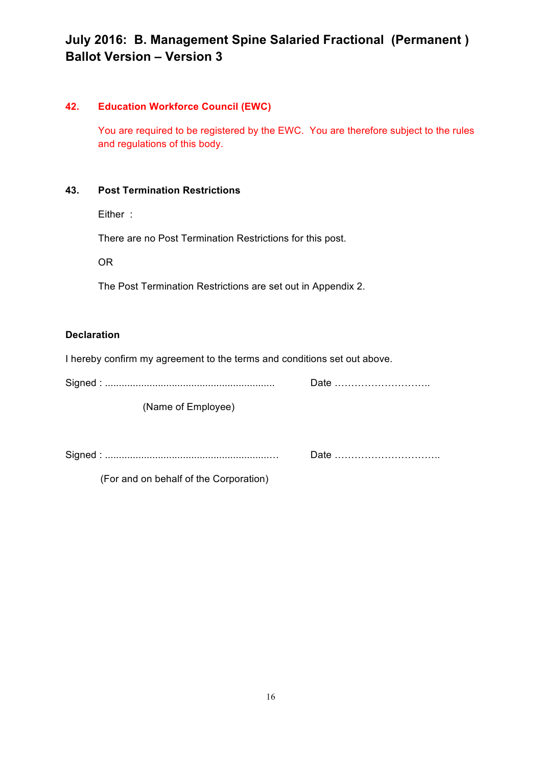# July 2016: B. Management Spine Salaried Fractional (Permanent) Ballot Version – Version 3

**42. Education Workforce Council (EWC)**

You are required to be registered by the EWC. You are therefore subject to the rules and regulations of this body.

**43. Post Termination Restrictions**

Either :

There are no Post Termination Restrictions for this post.

OR

The Post Termination Restrictions are set out in Appendix 2.

**Declaration**

I hereby confirm my agreement to the terms and conditions set out above.

Signed : ............................................................ Date ………………………..

(Name of Employee)

Signed : ............................................................ Date …………………………..

(For and on behalf of the Corporation)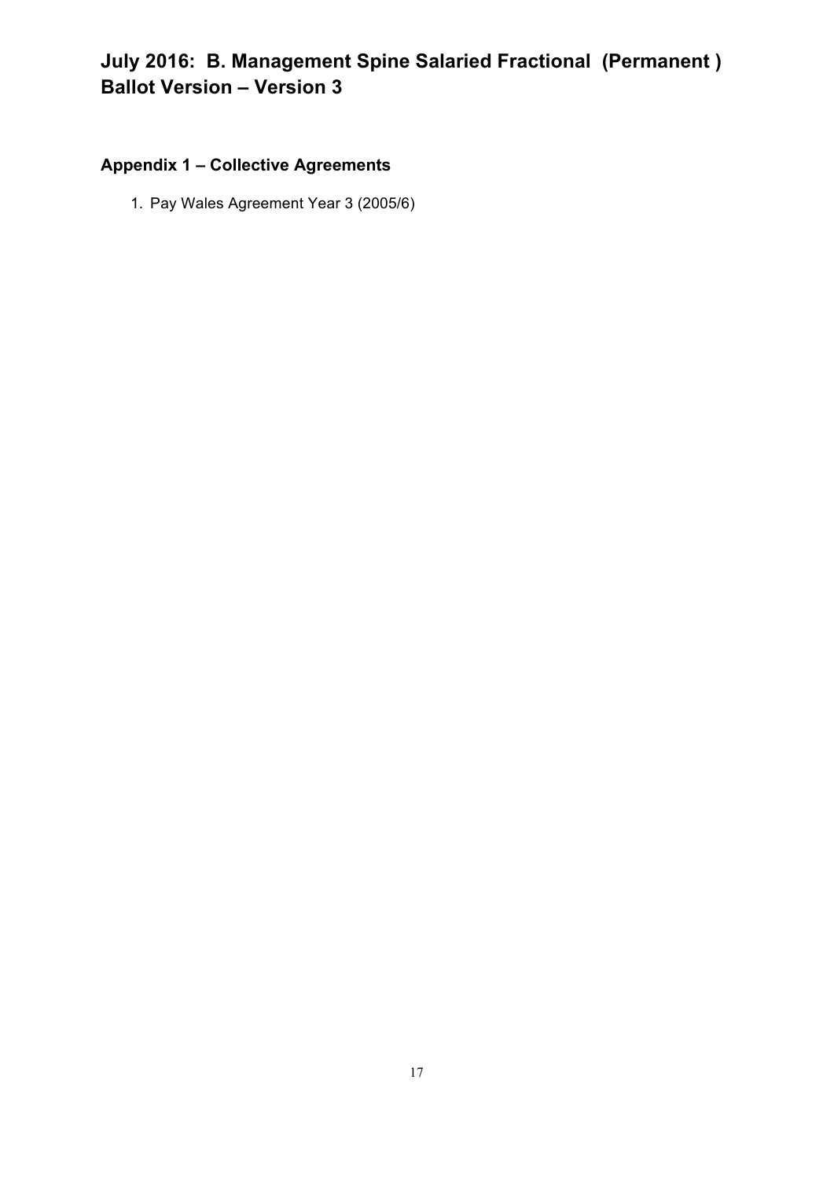# July 2016: B. Management Spine Salaried Fractional (Permanent ) Ballot Version – Version 3

## Appendix 1 – Collective Agreements

1. Pay Wales Agreement Year 3 (2005/6)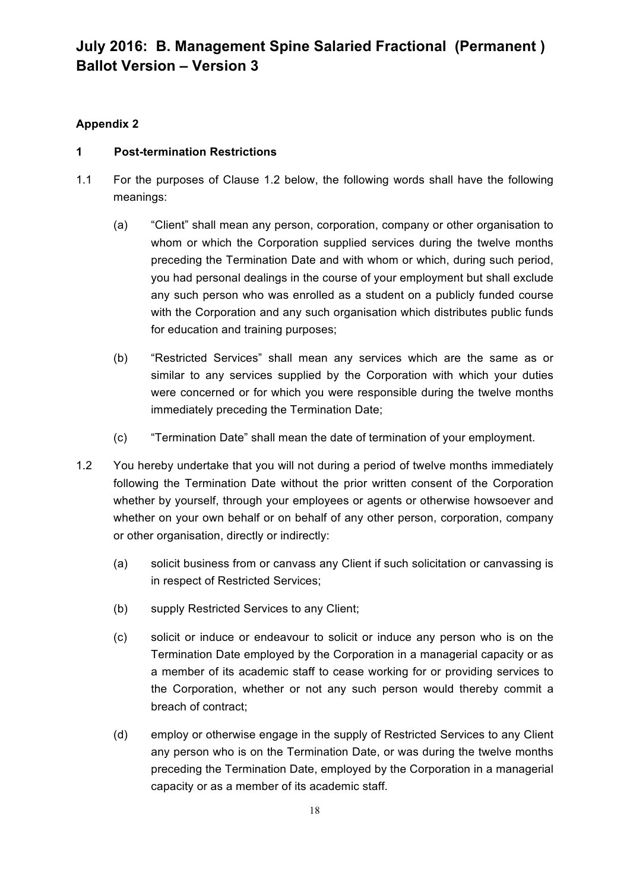# July 2016: B. Management Spine Salaried Fractional (Permanent ) Ballot Version – Version 3

**Appendix 2**

**1 Post-termination Restrictions**

1.1 For the purposes of Clause 1.2 below, the following words shall have the following meanings:

(a) "Client" shall mean any person, corporation, company or other organisation to whom or which the Corporation supplied services during the twelve months preceding the Termination Date and with whom or which, during such period, you had personal dealings in the course of your employment but shall exclude any such person who was enrolled as a student on a publicly funded course with the Corporation and any such organisation which distributes public funds for education and training purposes;

(b) "Restricted Services" shall mean any services which are the same as or similar to any services supplied by the Corporation with which your duties were concerned or for which you were responsible during the twelve months immediately preceding the Termination Date;

(c) "Termination Date" shall mean the date of termination of your employment.

1.2 You hereby undertake that you will not during a period of twelve months immediately following the Termination Date without the prior written consent of the Corporation whether by yourself, through your employees or agents or otherwise howsoever and whether on your own behalf or on behalf of any other person, corporation, company or other organisation, directly or indirectly:

(a) solicit business from or canvass any Client if such solicitation or canvassing is in respect of Restricted Services;

(b) supply Restricted Services to any Client;

(c) solicit or induce or endeavour to solicit or induce any person who is on the Termination Date employed by the Corporation in a managerial capacity or as a member of its academic staff to cease working for or providing services to the Corporation, whether or not any such person would thereby commit a breach of contract;

(d) employ or otherwise engage in the supply of Restricted Services to any Client any person who is on the Termination Date, or was during the twelve months preceding the Termination Date, employed by the Corporation in a managerial capacity or as a member of its academic staff.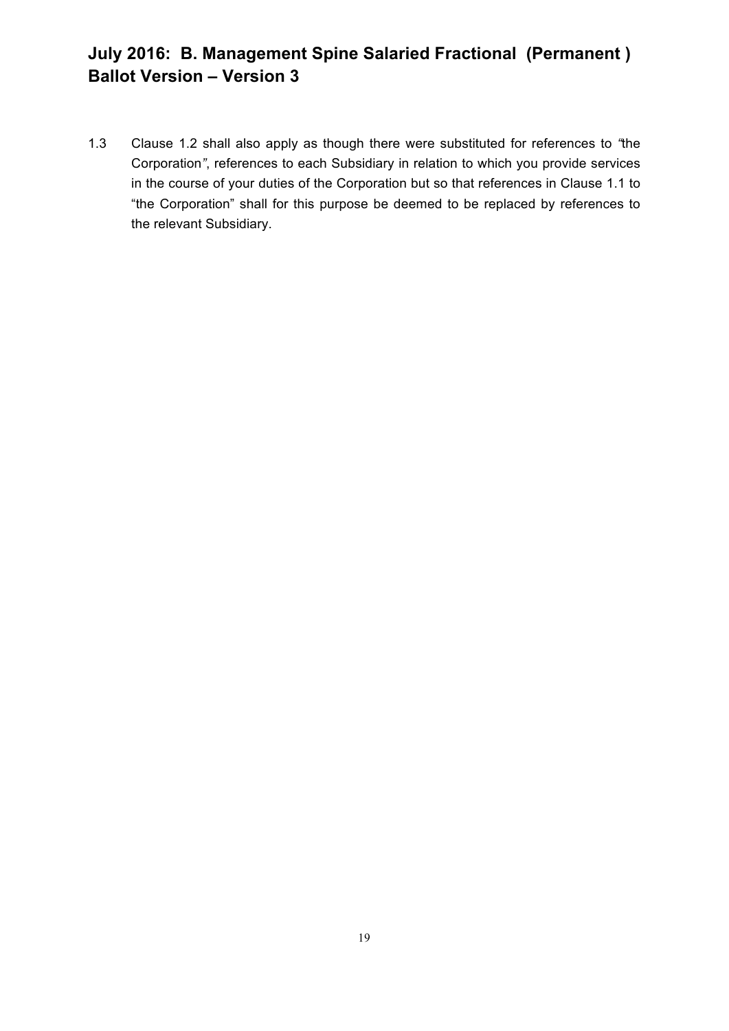1.3 Clause 1.2 shall also apply as though there were substituted for references to "the Corporation", references to each Subsidiary in relation to which you provide services in the course of your duties of the Corporation but so that references in Clause 1.1 to "the Corporation" shall for this purpose be deemed to be replaced by references to the relevant Subsidiary.